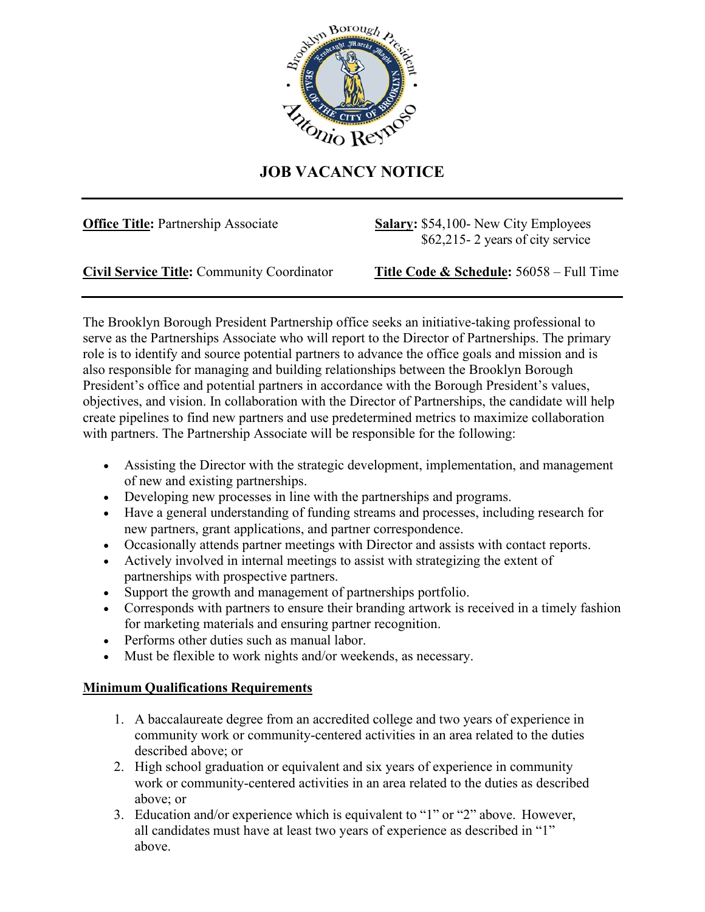# JOB VACANCY NOTICE

**Office Title:** Partnership Associate

**Salary:** $54,100- New City Employees
$62,215- 2 years of city service

**Civil Service Title:** Community Coordinator

**Title Code & Schedule:** 56058 – Full Time

The Brooklyn Borough President Partnership office seeks an initiative-taking professional to serve as the Partnerships Associate who will report to the Director of Partnerships. The primary role is to identify and source potential partners to advance the office goals and mission and is also responsible for managing and building relationships between the Brooklyn Borough President's office and potential partners in accordance with the Borough President's values, objectives, and vision. In collaboration with the Director of Partnerships, the candidate will help create pipelines to find new partners and use predetermined metrics to maximize collaboration with partners. The Partnership Associate will be responsible for the following:

- Assisting the Director with the strategic development, implementation, and management of new and existing partnerships.
- Developing new processes in line with the partnerships and programs.
- Have a general understanding of funding streams and processes, including research for new partners, grant applications, and partner correspondence.
- Occasionally attends partner meetings with Director and assists with contact reports.
- Actively involved in internal meetings to assist with strategizing the extent of partnerships with prospective partners.
- Support the growth and management of partnerships portfolio.
- Corresponds with partners to ensure their branding artwork is received in a timely fashion for marketing materials and ensuring partner recognition.
- Performs other duties such as manual labor.
- Must be flexible to work nights and/or weekends, as necessary.

## Minimum Qualifications Requirements

1. A baccalaureate degree from an accredited college and two years of experience in community work or community-centered activities in an area related to the duties described above; or
2. High school graduation or equivalent and six years of experience in community work or community-centered activities in an area related to the duties as described above; or
3. Education and/or experience which is equivalent to "1" or "2" above. However, all candidates must have at least two years of experience as described in "1" above.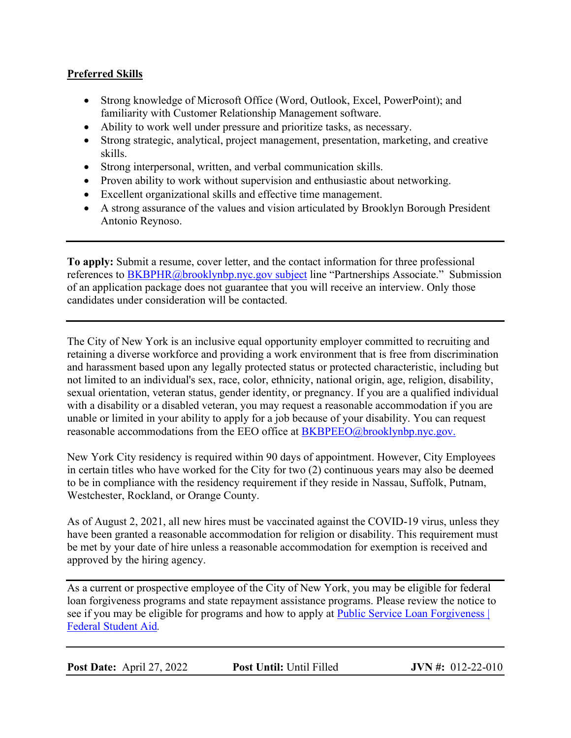**Preferred Skills**

- Strong knowledge of Microsoft Office (Word, Outlook, Excel, PowerPoint); and familiarity with Customer Relationship Management software.
- Ability to work well under pressure and prioritize tasks, as necessary.
- Strong strategic, analytical, project management, presentation, marketing, and creative skills.
- Strong interpersonal, written, and verbal communication skills.
- Proven ability to work without supervision and enthusiastic about networking.
- Excellent organizational skills and effective time management.
- A strong assurance of the values and vision articulated by Brooklyn Borough President Antonio Reynoso.

---

**To apply:** Submit a resume, cover letter, and the contact information for three professional references to BKBPHR@brooklynbp.nyc.gov subject line "Partnerships Associate." Submission of an application package does not guarantee that you will receive an interview. Only those candidates under consideration will be contacted.

---

The City of New York is an inclusive equal opportunity employer committed to recruiting and retaining a diverse workforce and providing a work environment that is free from discrimination and harassment based upon any legally protected status or protected characteristic, including but not limited to an individual's sex, race, color, ethnicity, national origin, age, religion, disability, sexual orientation, veteran status, gender identity, or pregnancy. If you are a qualified individual with a disability or a disabled veteran, you may request a reasonable accommodation if you are unable or limited in your ability to apply for a job because of your disability. You can request reasonable accommodations from the EEO office at BKBPEEO@brooklynbp.nyc.gov.

New York City residency is required within 90 days of appointment. However, City Employees in certain titles who have worked for the City for two (2) continuous years may also be deemed to be in compliance with the residency requirement if they reside in Nassau, Suffolk, Putnam, Westchester, Rockland, or Orange County.

As of August 2, 2021, all new hires must be vaccinated against the COVID-19 virus, unless they have been granted a reasonable accommodation for religion or disability. This requirement must be met by your date of hire unless a reasonable accommodation for exemption is received and approved by the hiring agency.

---

As a current or prospective employee of the City of New York, you may be eligible for federal loan forgiveness programs and state repayment assistance programs. Please review the notice to see if you may be eligible for programs and how to apply at Public Service Loan Forgiveness | Federal Student Aid.

---

**Post Date:** April 27, 2022 **Post Until:** Until Filled **JVN #:** 012-22-010